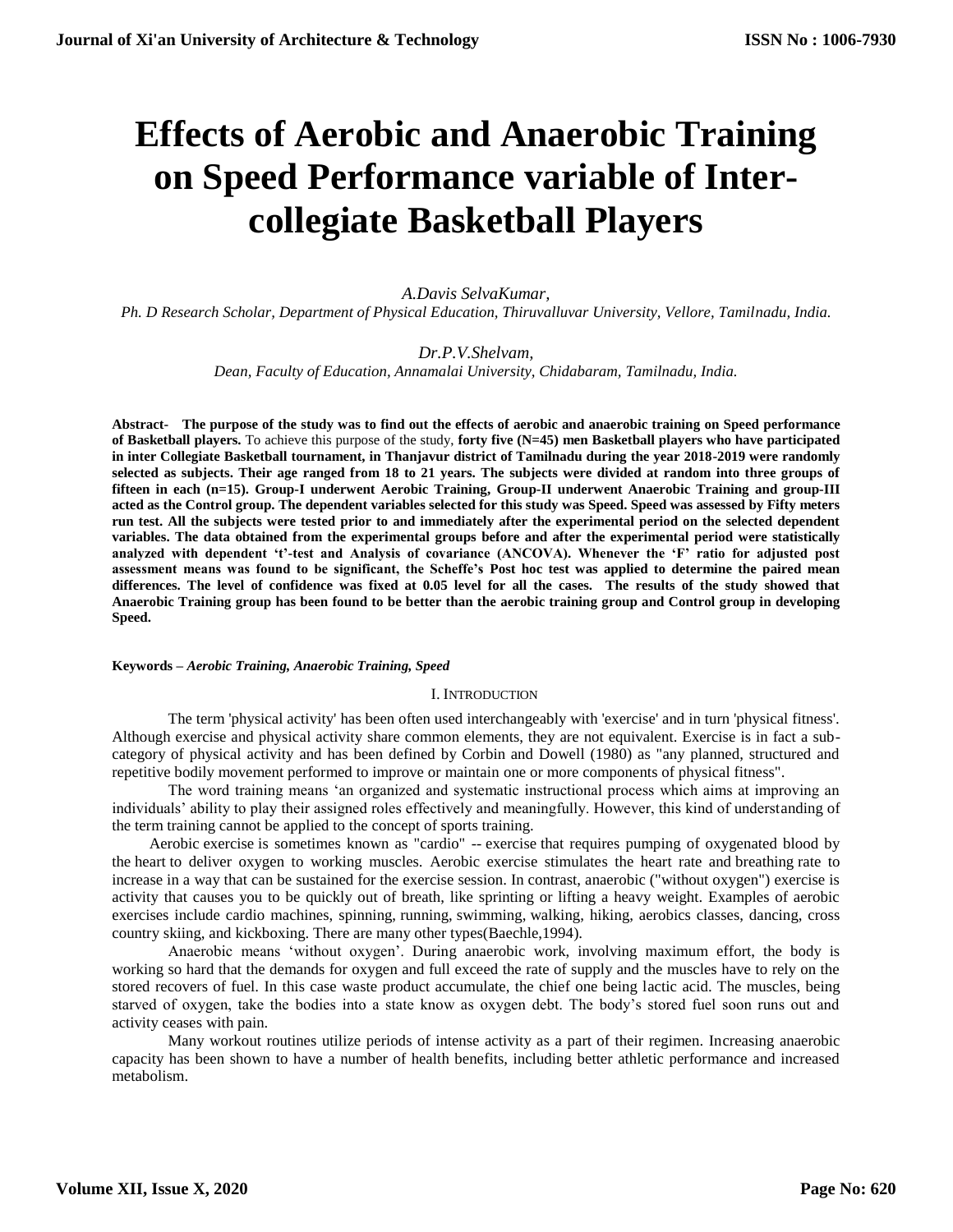# Effects of Aerobic and Anaerobic Training on Speed Performance variable of Inter-collegiate Basketball Players

*A.Davis SelvaKumar,*

*Ph. D Research Scholar, Department of Physical Education, Thiruvalluvar University, Vellore, Tamilnadu, India.*

*Dr.P.V.Shelvam,*

*Dean, Faculty of Education, Annamalai University, Chidabaram, Tamilnadu, India.*

**Abstract- The purpose of the study was to find out the effects of aerobic and anaerobic training on Speed performance of Basketball players.** To achieve this purpose of the study, **forty five (N=45) men Basketball players who have participated in inter Collegiate Basketball tournament, in Thanjavur district of Tamilnadu during the year 2018-2019 were randomly selected as subjects. Their age ranged from 18 to 21 years. The subjects were divided at random into three groups of fifteen in each (n=15). Group-I underwent Aerobic Training, Group-II underwent Anaerobic Training and group-III acted as the Control group. The dependent variables selected for this study was Speed. Speed was assessed by Fifty meters run test. All the subjects were tested prior to and immediately after the experimental period on the selected dependent variables. The data obtained from the experimental groups before and after the experimental period were statistically analyzed with dependent 't'-test and Analysis of covariance (ANCOVA). Whenever the 'F' ratio for adjusted post assessment means was found to be significant, the Scheffe's Post hoc test was applied to determine the paired mean differences. The level of confidence was fixed at 0.05 level for all the cases. The results of the study showed that Anaerobic Training group has been found to be better than the aerobic training group and Control group in developing Speed.**

**Keywords –** ***Aerobic Training, Anaerobic Training, Speed***

## I. Introduction

The term 'physical activity' has been often used interchangeably with 'exercise' and in turn 'physical fitness'. Although exercise and physical activity share common elements, they are not equivalent. Exercise is in fact a sub-category of physical activity and has been defined by Corbin and Dowell (1980) as "any planned, structured and repetitive bodily movement performed to improve or maintain one or more components of physical fitness".

The word training means 'an organized and systematic instructional process which aims at improving an individuals' ability to play their assigned roles effectively and meaningfully. However, this kind of understanding of the term training cannot be applied to the concept of sports training.

Aerobic exercise is sometimes known as "cardio" -- exercise that requires pumping of oxygenated blood by the heart to deliver oxygen to working muscles. Aerobic exercise stimulates the heart rate and breathing rate to increase in a way that can be sustained for the exercise session. In contrast, anaerobic ("without oxygen") exercise is activity that causes you to be quickly out of breath, like sprinting or lifting a heavy weight. Examples of aerobic exercises include cardio machines, spinning, running, swimming, walking, hiking, aerobics classes, dancing, cross country skiing, and kickboxing. There are many other types(Baechle,1994).

Anaerobic means 'without oxygen'. During anaerobic work, involving maximum effort, the body is working so hard that the demands for oxygen and full exceed the rate of supply and the muscles have to rely on the stored recovers of fuel. In this case waste product accumulate, the chief one being lactic acid. The muscles, being starved of oxygen, take the bodies into a state know as oxygen debt. The body's stored fuel soon runs out and activity ceases with pain.

Many workout routines utilize periods of intense activity as a part of their regimen. Increasing anaerobic capacity has been shown to have a number of health benefits, including better athletic performance and increased metabolism.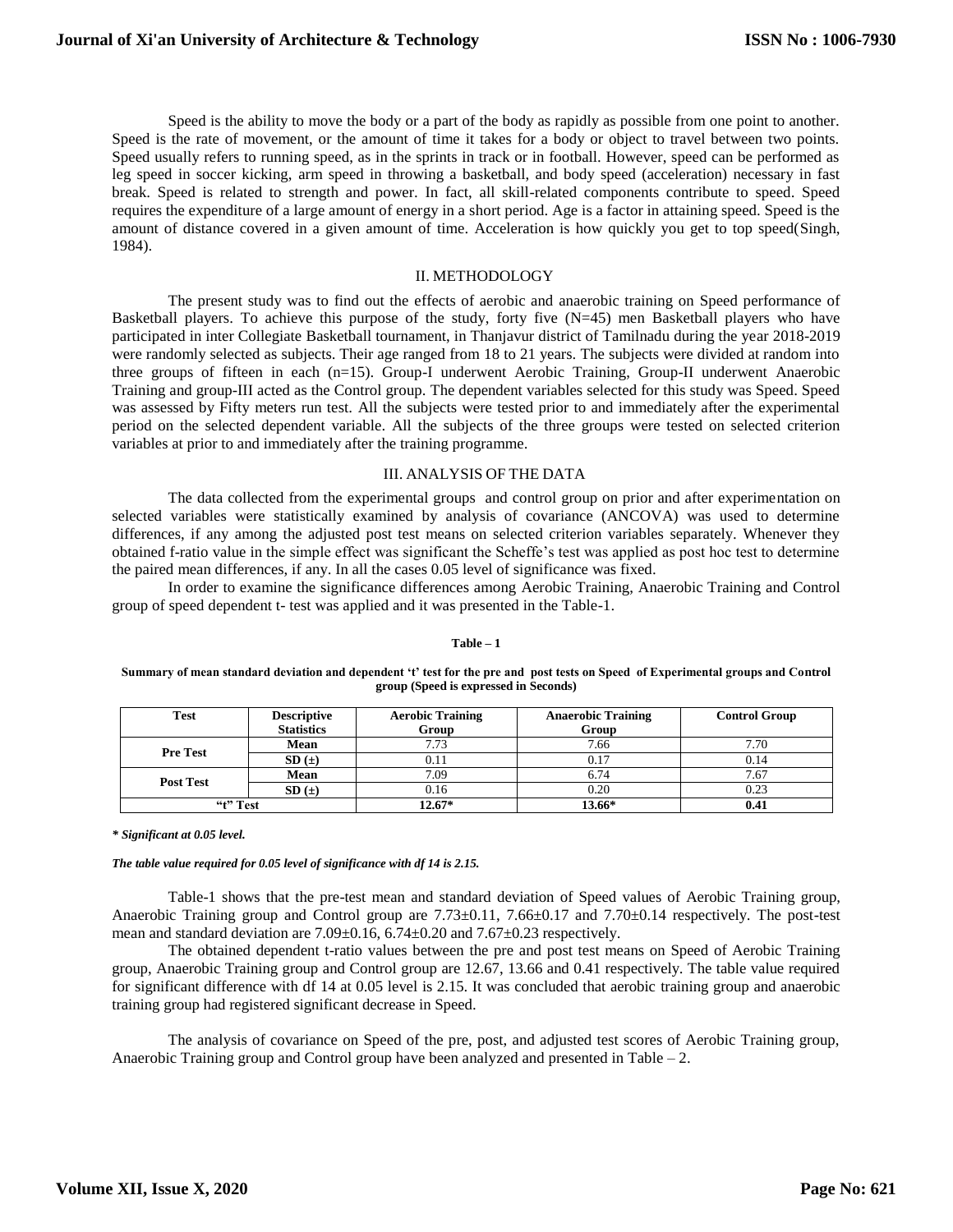Speed is the ability to move the body or a part of the body as rapidly as possible from one point to another. Speed is the rate of movement, or the amount of time it takes for a body or object to travel between two points. Speed usually refers to running speed, as in the sprints in track or in football. However, speed can be performed as leg speed in soccer kicking, arm speed in throwing a basketball, and body speed (acceleration) necessary in fast break. Speed is related to strength and power. In fact, all skill-related components contribute to speed. Speed requires the expenditure of a large amount of energy in a short period. Age is a factor in attaining speed. Speed is the amount of distance covered in a given amount of time. Acceleration is how quickly you get to top speed(Singh, 1984).

## II. METHODOLOGY

The present study was to find out the effects of aerobic and anaerobic training on Speed performance of Basketball players. To achieve this purpose of the study, forty five (N=45) men Basketball players who have participated in inter Collegiate Basketball tournament, in Thanjavur district of Tamilnadu during the year 2018-2019 were randomly selected as subjects. Their age ranged from 18 to 21 years. The subjects were divided at random into three groups of fifteen in each (n=15). Group-I underwent Aerobic Training, Group-II underwent Anaerobic Training and group-III acted as the Control group. The dependent variables selected for this study was Speed. Speed was assessed by Fifty meters run test. All the subjects were tested prior to and immediately after the experimental period on the selected dependent variable. All the subjects of the three groups were tested on selected criterion variables at prior to and immediately after the training programme.

## III. ANALYSIS OF THE DATA

The data collected from the experimental groups and control group on prior and after experimentation on selected variables were statistically examined by analysis of covariance (ANCOVA) was used to determine differences, if any among the adjusted post test means on selected criterion variables separately. Whenever they obtained f-ratio value in the simple effect was significant the Scheffe's test was applied as post hoc test to determine the paired mean differences, if any. In all the cases 0.05 level of significance was fixed.

In order to examine the significance differences among Aerobic Training, Anaerobic Training and Control group of speed dependent t- test was applied and it was presented in the Table-1.

**Table – 1**

**Summary of mean standard deviation and dependent 't' test for the pre and post tests on Speed of Experimental groups and Control group (Speed is expressed in Seconds)**

| Test | Descriptive Statistics | Aerobic Training Group | Anaerobic Training Group | Control Group |
|---|---|---|---|---|
| Pre Test | Mean | 7.73 | 7.66 | 7.70 |
| | SD (±) | 0.11 | 0.17 | 0.14 |
| Post Test | Mean | 7.09 | 6.74 | 7.67 |
| | SD (±) | 0.16 | 0.20 | 0.23 |
| "t" Test | | 12.67* | 13.66* | 0.41 |

***\* Significant at 0.05 level.***

***The table value required for 0.05 level of significance with df 14 is 2.15.***

Table-1 shows that the pre-test mean and standard deviation of Speed values of Aerobic Training group, Anaerobic Training group and Control group are 7.73±0.11, 7.66±0.17 and 7.70±0.14 respectively. The post-test mean and standard deviation are 7.09±0.16, 6.74±0.20 and 7.67±0.23 respectively.

The obtained dependent t-ratio values between the pre and post test means on Speed of Aerobic Training group, Anaerobic Training group and Control group are 12.67, 13.66 and 0.41 respectively. The table value required for significant difference with df 14 at 0.05 level is 2.15. It was concluded that aerobic training group and anaerobic training group had registered significant decrease in Speed.

The analysis of covariance on Speed of the pre, post, and adjusted test scores of Aerobic Training group, Anaerobic Training group and Control group have been analyzed and presented in Table – 2.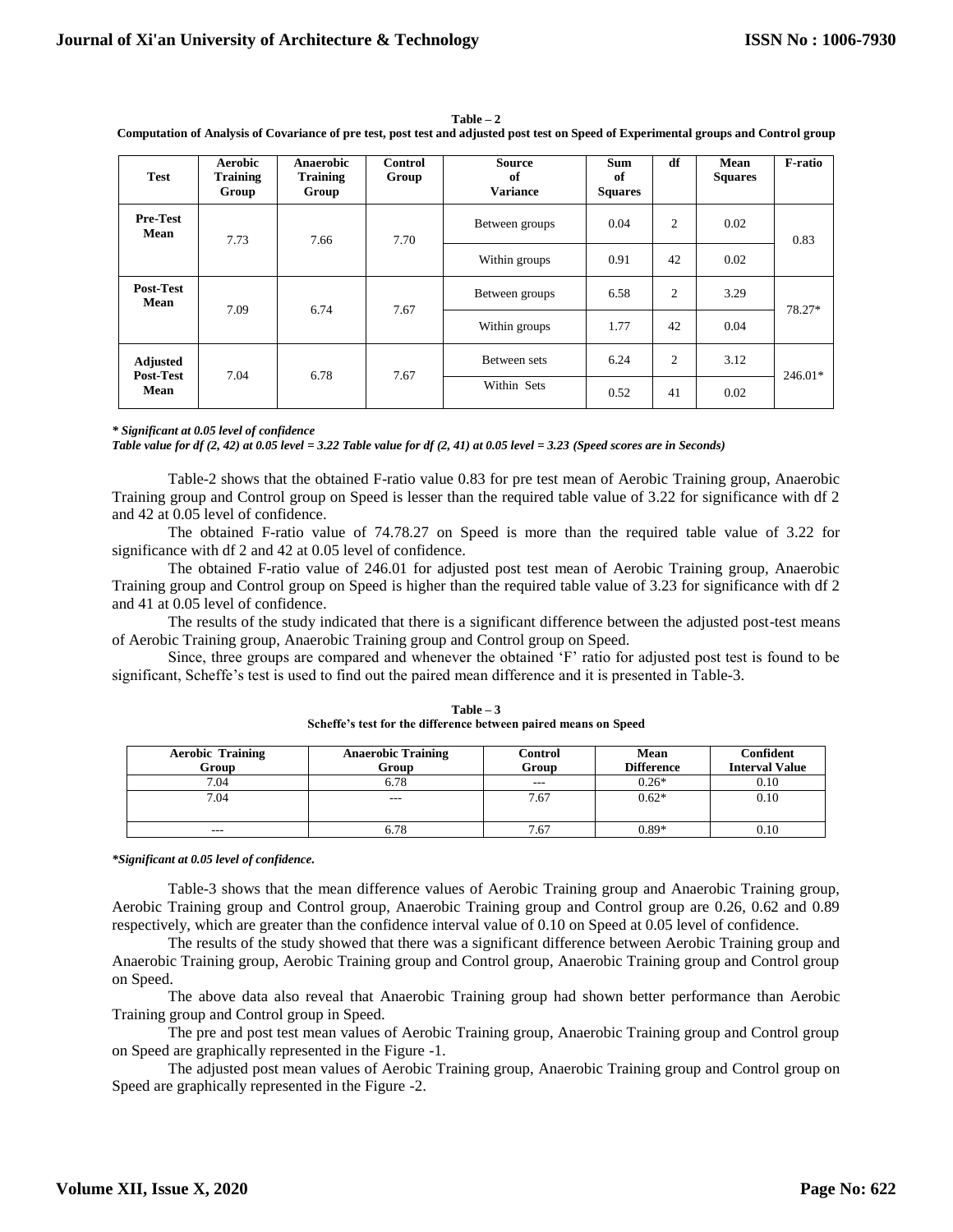**Table – 2**

**Computation of Analysis of Covariance of pre test, post test and adjusted post test on Speed of Experimental groups and Control group**

| Test | Aerobic Training Group | Anaerobic Training Group | Control Group | Source of Variance | Sum of Squares | df | Mean Squares | F-ratio |
|---|---|---|---|---|---|---|---|---|
| **Pre-Test Mean** | 7.73 | 7.66 | 7.70 | Between groups | 0.04 | 2 | 0.02 | 0.83 |
| | | | | Within groups | 0.91 | 42 | 0.02 | |
| **Post-Test Mean** | 7.09 | 6.74 | 7.67 | Between groups | 6.58 | 2 | 3.29 | 78.27* |
| | | | | Within groups | 1.77 | 42 | 0.04 | |
| **Adjusted Post-Test Mean** | 7.04 | 6.78 | 7.67 | Between sets | 6.24 | 2 | 3.12 | 246.01* |
| | | | | Within Sets | 0.52 | 41 | 0.02 | |

***\* Significant at 0.05 level of confidence***

***Table value for df (2, 42) at 0.05 level = 3.22 Table value for df (2, 41) at 0.05 level = 3.23 (Speed scores are in Seconds)***

Table-2 shows that the obtained F-ratio value 0.83 for pre test mean of Aerobic Training group, Anaerobic Training group and Control group on Speed is lesser than the required table value of 3.22 for significance with df 2 and 42 at 0.05 level of confidence.

The obtained F-ratio value of 74.78.27 on Speed is more than the required table value of 3.22 for significance with df 2 and 42 at 0.05 level of confidence.

The obtained F-ratio value of 246.01 for adjusted post test mean of Aerobic Training group, Anaerobic Training group and Control group on Speed is higher than the required table value of 3.23 for significance with df 2 and 41 at 0.05 level of confidence.

The results of the study indicated that there is a significant difference between the adjusted post-test means of Aerobic Training group, Anaerobic Training group and Control group on Speed.

Since, three groups are compared and whenever the obtained 'F' ratio for adjusted post test is found to be significant, Scheffe's test is used to find out the paired mean difference and it is presented in Table-3.

**Table – 3**

**Scheffe's test for the difference between paired means on Speed**

| Aerobic Training Group | Anaerobic Training Group | Control Group | Mean Difference | Confident Interval Value |
|---|---|---|---|---|
| 7.04 | 6.78 | --- | 0.26* | 0.10 |
| 7.04 | --- | 7.67 | 0.62* | 0.10 |
| --- | 6.78 | 7.67 | 0.89* | 0.10 |

***\*Significant at 0.05 level of confidence.***

Table-3 shows that the mean difference values of Aerobic Training group and Anaerobic Training group, Aerobic Training group and Control group, Anaerobic Training group and Control group are 0.26, 0.62 and 0.89 respectively, which are greater than the confidence interval value of 0.10 on Speed at 0.05 level of confidence.

The results of the study showed that there was a significant difference between Aerobic Training group and Anaerobic Training group, Aerobic Training group and Control group, Anaerobic Training group and Control group on Speed.

The above data also reveal that Anaerobic Training group had shown better performance than Aerobic Training group and Control group in Speed.

The pre and post test mean values of Aerobic Training group, Anaerobic Training group and Control group on Speed are graphically represented in the Figure -1.

The adjusted post mean values of Aerobic Training group, Anaerobic Training group and Control group on Speed are graphically represented in the Figure -2.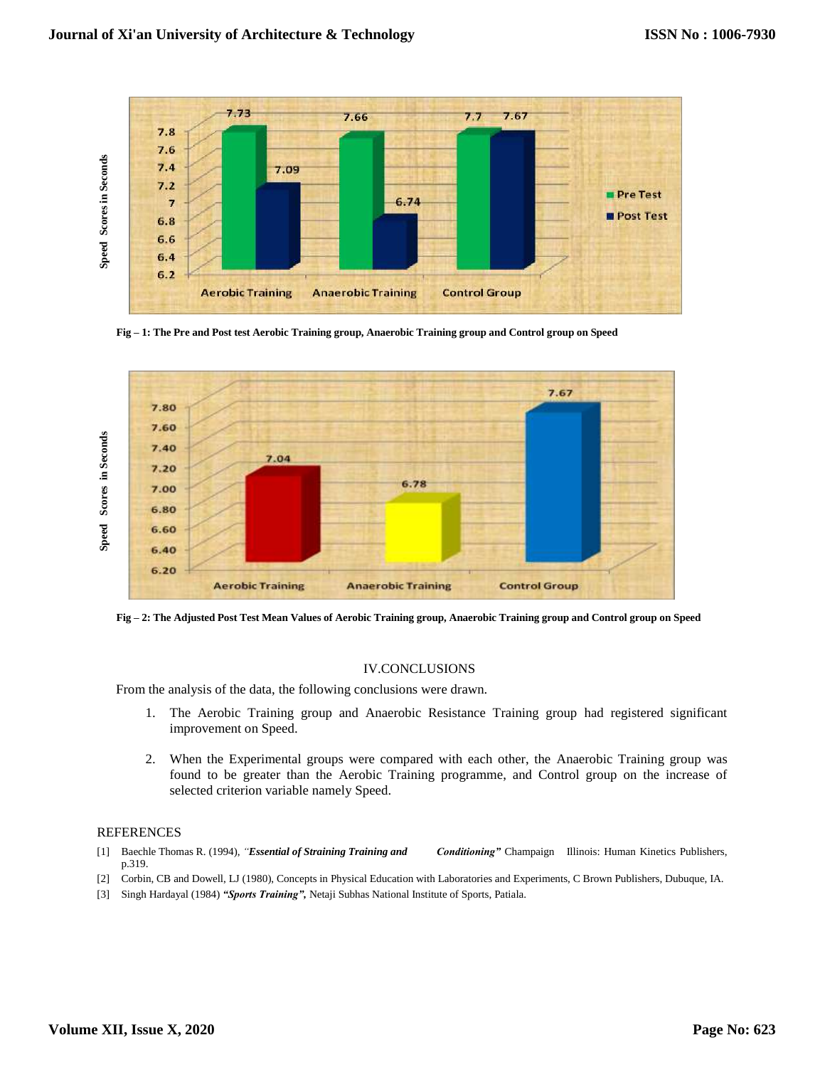Speed Scores in Seconds

7.73
7.66
7.7
7.67
7.09
6.74

7.8
7.6
7.4
7.2
7
6.8
6.6
6.4
6.2

Pre Test
Post Test

Aerobic Training
Anaerobic Training
Control Group

**Fig – 1: The Pre and Post test Aerobic Training group, Anaerobic Training group and Control group on Speed**

Speed Scores in Seconds

7.67
7.04
6.78

7.80
7.60
7.40
7.20
7.00
6.80
6.60
6.40
6.20

Aerobic Training
Anaerobic Training
Control Group

**Fig – 2: The Adjusted Post Test Mean Values of Aerobic Training group, Anaerobic Training group and Control group on Speed**

## IV.CONCLUSIONS

From the analysis of the data, the following conclusions were drawn.

1. The Aerobic Training group and Anaerobic Resistance Training group had registered significant improvement on Speed.

2. When the Experimental groups were compared with each other, the Anaerobic Training group was found to be greater than the Aerobic Training programme, and Control group on the increase of selected criterion variable namely Speed.

## REFERENCES

[1] Baechle Thomas R. (1994), *"**Essential of Straining Training and Conditioning**"* Champaign Illinois: Human Kinetics Publishers, p.319.

[2] Corbin, CB and Dowell, LJ (1980), Concepts in Physical Education with Laboratories and Experiments, C Brown Publishers, Dubuque, IA.

[3] Singh Hardayal (1984) ***"Sports Training",*** Netaji Subhas National Institute of Sports, Patiala.